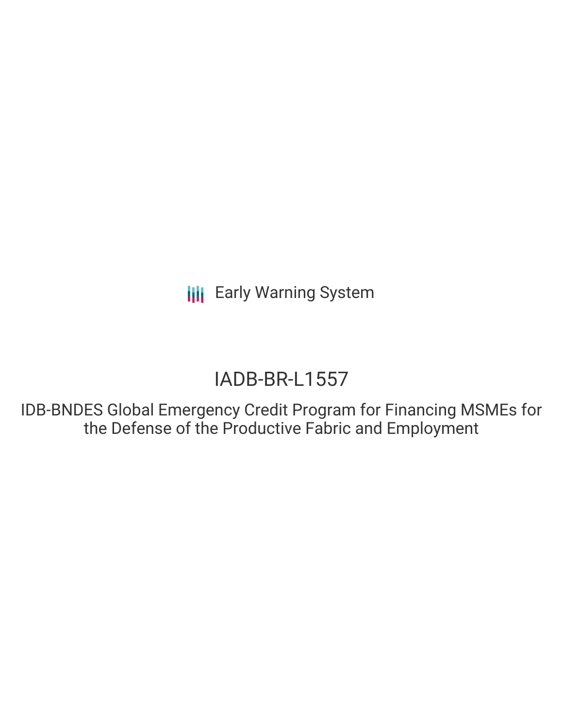Early Warning System

# IADB-BR-L1557

## IDB-BNDES Global Emergency Credit Program for Financing MSMEs for the Defense of the Productive Fabric and Employment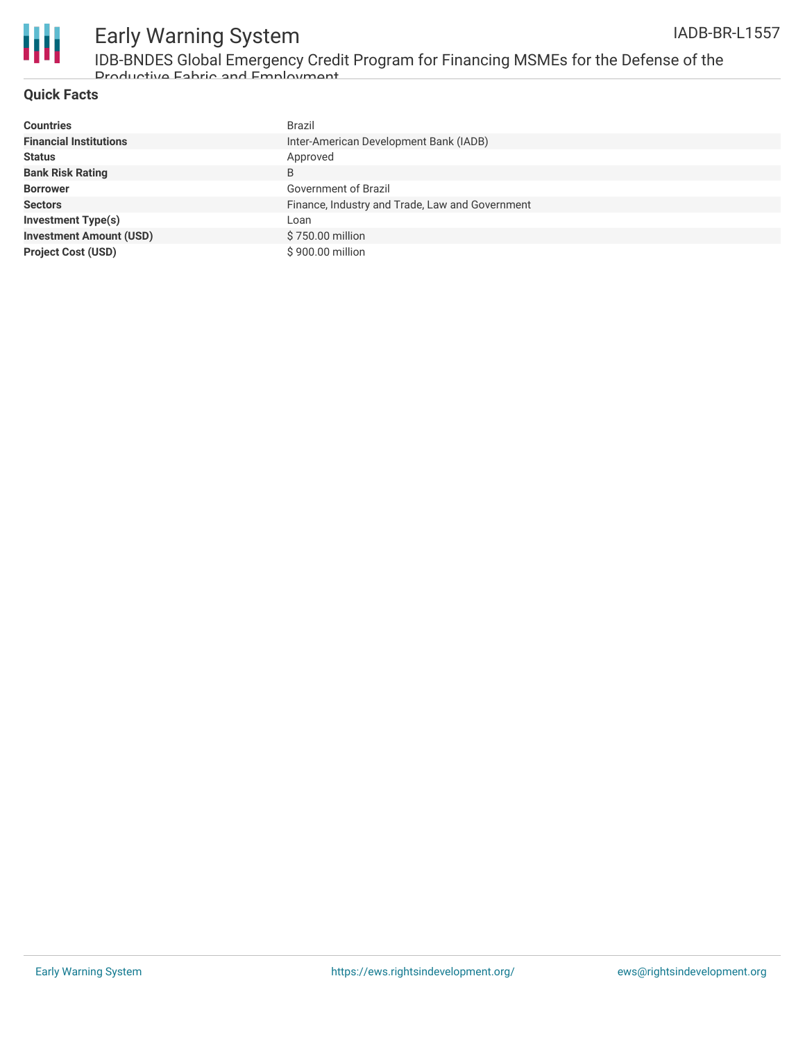## Quick Facts

| | |
|---|---|
| **Countries** | Brazil |
| **Financial Institutions** | Inter-American Development Bank (IADB) |
| **Status** | Approved |
| **Bank Risk Rating** | B |
| **Borrower** | Government of Brazil |
| **Sectors** | Finance, Industry and Trade, Law and Government |
| **Investment Type(s)** | Loan |
| **Investment Amount (USD)** | $ 750.00 million |
| **Project Cost (USD)** | $ 900.00 million |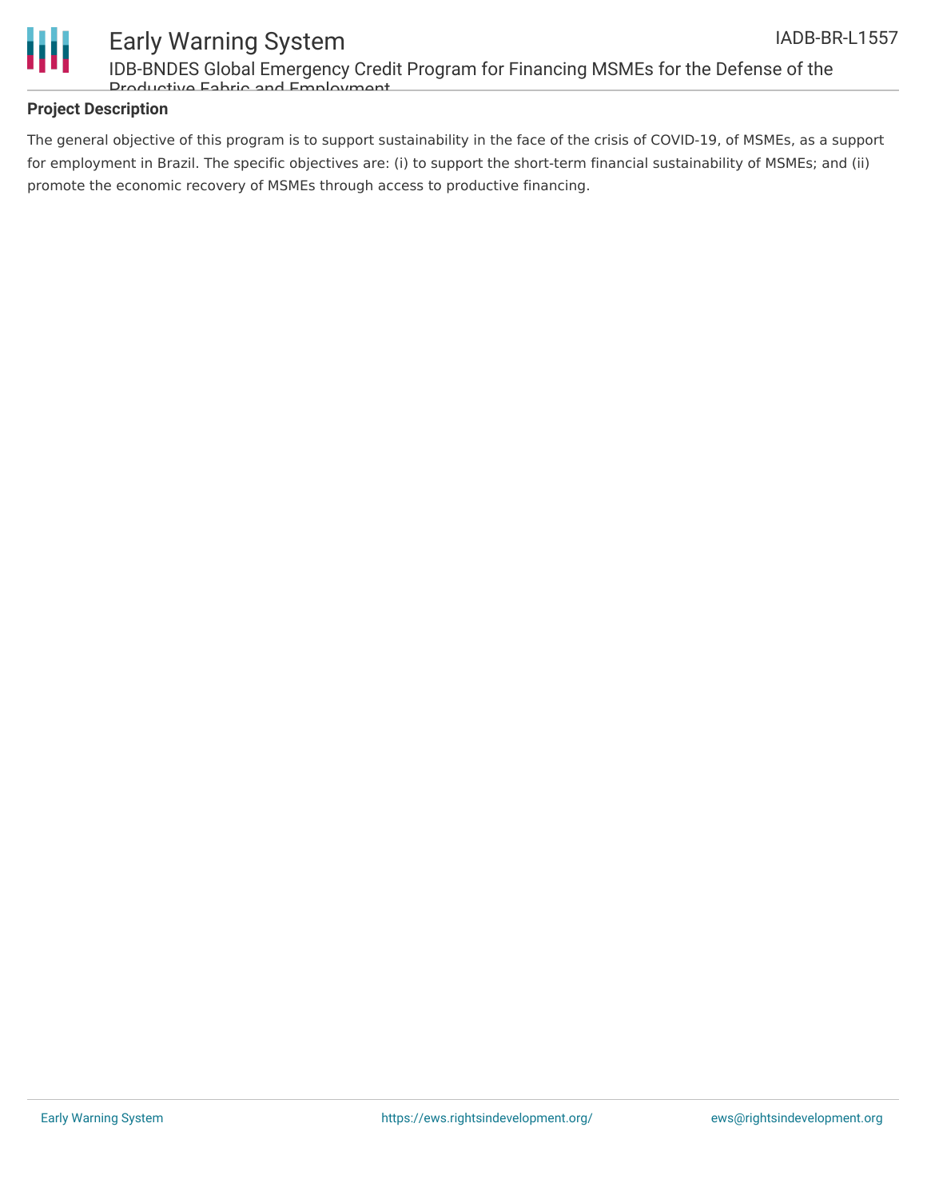## Project Description

The general objective of this program is to support sustainability in the face of the crisis of COVID-19, of MSMEs, as a support for employment in Brazil. The specific objectives are: (i) to support the short-term financial sustainability of MSMEs; and (ii) promote the economic recovery of MSMEs through access to productive financing.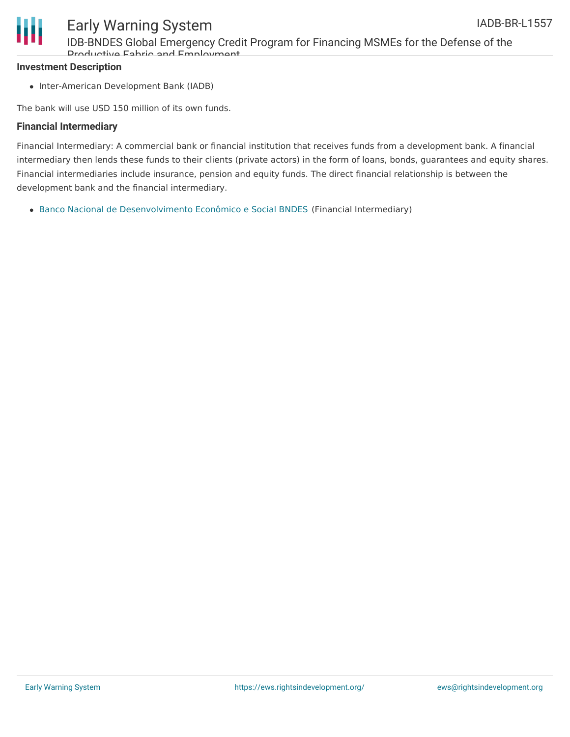### Investment Description

- Inter-American Development Bank (IADB)

The bank will use USD 150 million of its own funds.

### Financial Intermediary

Financial Intermediary: A commercial bank or financial institution that receives funds from a development bank. A financial intermediary then lends these funds to their clients (private actors) in the form of loans, bonds, guarantees and equity shares. Financial intermediaries include insurance, pension and equity funds. The direct financial relationship is between the development bank and the financial intermediary.

- Banco Nacional de Desenvolvimento Econômico e Social BNDES (Financial Intermediary)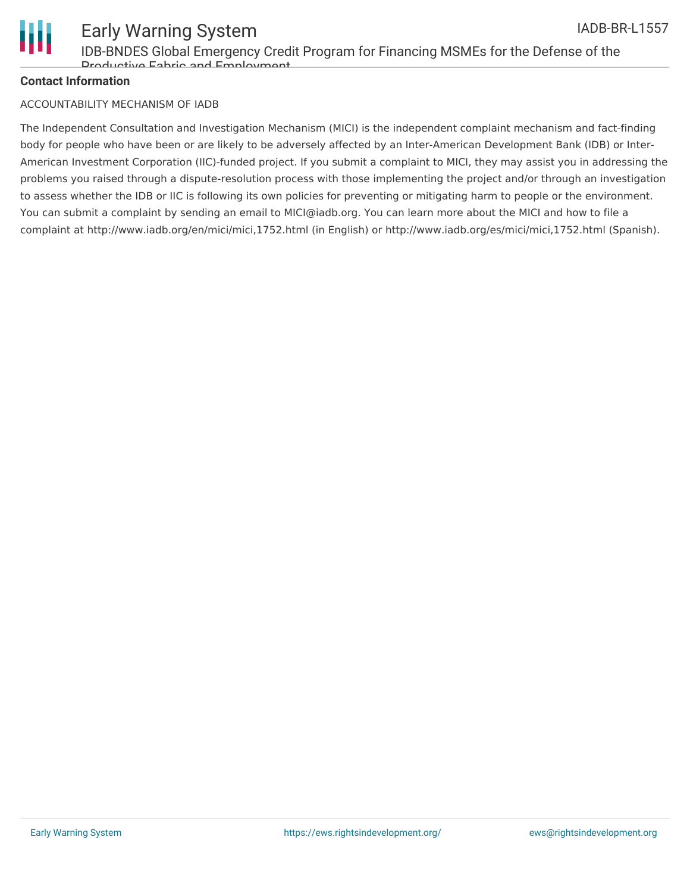**Contact Information**

ACCOUNTABILITY MECHANISM OF IADB

The Independent Consultation and Investigation Mechanism (MICI) is the independent complaint mechanism and fact-finding body for people who have been or are likely to be adversely affected by an Inter-American Development Bank (IDB) or Inter-American Investment Corporation (IIC)-funded project. If you submit a complaint to MICI, they may assist you in addressing the problems you raised through a dispute-resolution process with those implementing the project and/or through an investigation to assess whether the IDB or IIC is following its own policies for preventing or mitigating harm to people or the environment. You can submit a complaint by sending an email to MICI@iadb.org. You can learn more about the MICI and how to file a complaint at http://www.iadb.org/en/mici/mici,1752.html (in English) or http://www.iadb.org/es/mici/mici,1752.html (Spanish).